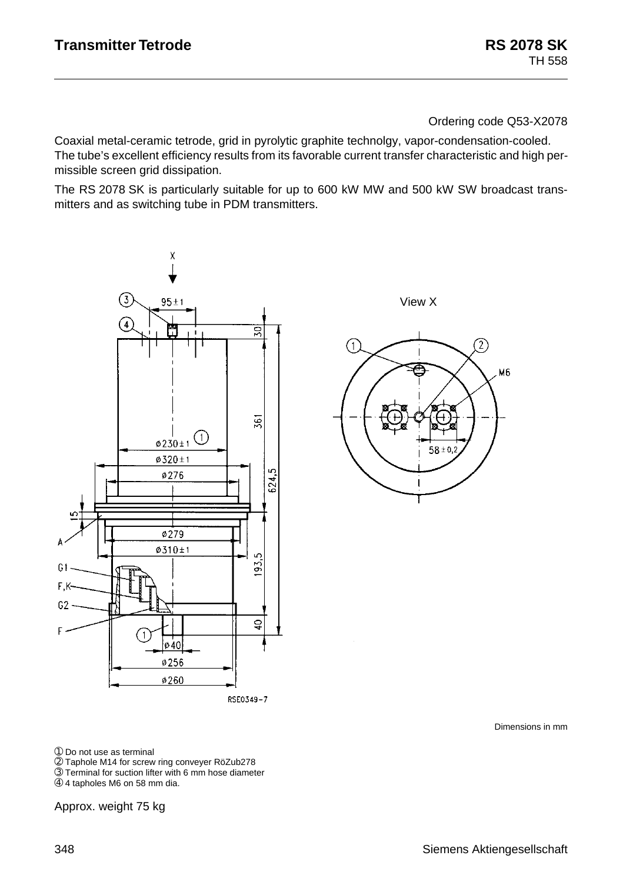# Transmitter Tetrode

## RS 2078 SK

TH 558

Ordering code Q53-X2078

Coaxial metal-ceramic tetrode, grid in pyrolytic graphite technolgy, vapor-condensation-cooled. The tube's excellent efficiency results from its favorable current transfer characteristic and high permissible screen grid dissipation.

The RS 2078 SK is particularly suitable for up to 600 kW MW and 500 kW SW broadcast transmitters and as switching tube in PDM transmitters.

Dimensions in mm

① Do not use as terminal
② Taphole M14 for screw ring conveyer RöZub278
③ Terminal for suction lifter with 6 mm hose diameter
④ 4 tapholes M6 on 58 mm dia.

Approx. weight 75 kg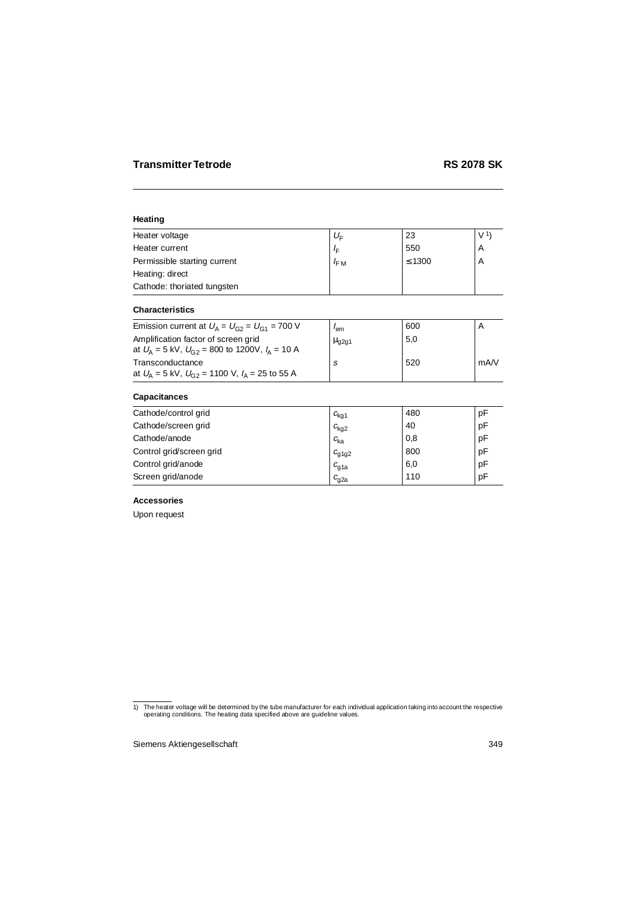## Transmitter Tetrode RS 2078 SK

### Heating

| | | | |
|---|---|---|---|
| Heater voltage | $U_F$ | 23 | V [1] |
| Heater current | $I_F$ | 550 | A |
| Permissible starting current | $I_{FM}$ | ≤ 1300 | A |
| Heating: direct | | | |
| Cathode: thoriated tungsten | | | |

### Characteristics

| | | | |
|---|---|---|---|
| Emission current at $U_A = U_{G2} = U_{G1} = 700$ V | $I_{em}$ | 600 | A |
| Amplification factor of screen grid at $U_A = 5$ kV, $U_{G2} = 800$ to 1200V, $I_A = 10$ A | $\mu_{g2g1}$ | 5,0 | |
| Transconductance at $U_A = 5$ kV, $U_{G2} = 1100$ V, $I_A = 25$ to 55 A | $S$ | 520 | mA/V |

### Capacitances

| | | | |
|---|---|---|---|
| Cathode/control grid | $c_{kg1}$ | 480 | pF |
| Cathode/screen grid | $c_{kg2}$ | 40 | pF |
| Cathode/anode | $c_{ka}$ | 0,8 | pF |
| Control grid/screen grid | $c_{g1g2}$ | 800 | pF |
| Control grid/anode | $c_{g1a}$ | 6,0 | pF |
| Screen grid/anode | $c_{g2a}$ | 110 | pF |

### Accessories

Upon request

---

1) The heater voltage will be determined by the tube manufacturer for each individual application taking into account the respective operating conditions. The heating data specified above are guideline values.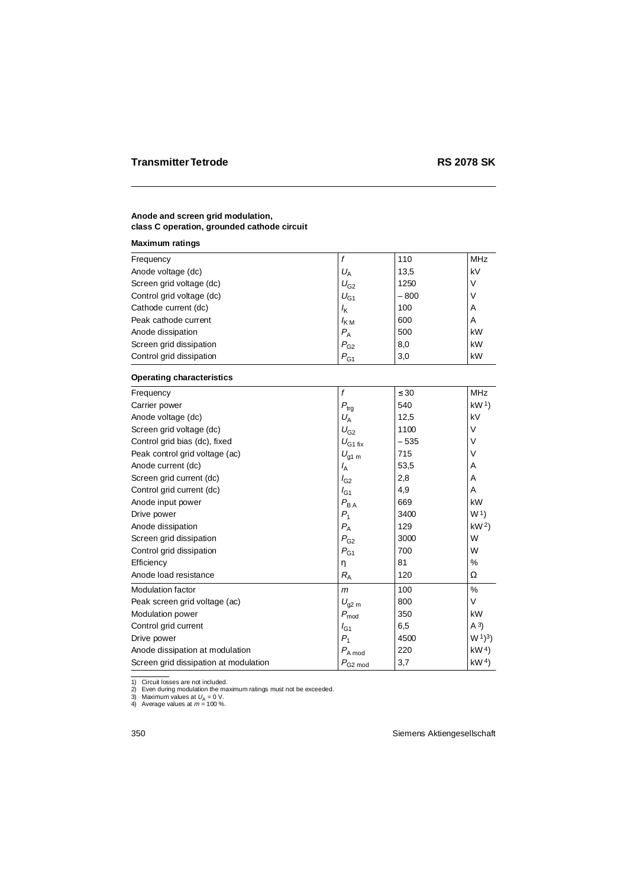## Transmitter Tetrode RS 2078 SK

### Anode and screen grid modulation, class C operation, grounded cathode circuit

**Maximum ratings**

| | | | |
|---|---|---|---|
| Frequency | $f$ | 110 | MHz |
| Anode voltage (dc) | $U_A$ | 13,5 | kV |
| Screen grid voltage (dc) | $U_{G2}$ | 1250 | V |
| Control grid voltage (dc) | $U_{G1}$ | – 800 | V |
| Cathode current (dc) | $I_K$ | 100 | A |
| Peak cathode current | $I_{KM}$ | 600 | A |
| Anode dissipation | $P_A$ | 500 | kW |
| Screen grid dissipation | $P_{G2}$ | 8,0 | kW |
| Control grid dissipation | $P_{G1}$ | 3,0 | kW |

**Operating characteristics**

| | | | |
|---|---|---|---|
| Frequency | $f$ | ≤ 30 | MHz |
| Carrier power | $P_{trg}$ | 540 | kW [1] |
| Anode voltage (dc) | $U_A$ | 12,5 | kV |
| Screen grid voltage (dc) | $U_{G2}$ | 1100 | V |
| Control grid bias (dc), fixed | $U_{G1\,fix}$ | – 535 | V |
| Peak control grid voltage (ac) | $U_{g1\,m}$ | 715 | V |
| Anode current (dc) | $I_A$ | 53,5 | A |
| Screen grid current (dc) | $I_{G2}$ | 2,8 | A |
| Control grid current (dc) | $I_{G1}$ | 4,9 | A |
| Anode input power | $P_{BA}$ | 669 | kW |
| Drive power | $P_1$ | 3400 | W [1] |
| Anode dissipation | $P_A$ | 129 | kW [2] |
| Screen grid dissipation | $P_{G2}$ | 3000 | W |
| Control grid dissipation | $P_{G1}$ | 700 | W |
| Efficiency | η | 81 | % |
| Anode load resistance | $R_A$ | 120 | Ω |
| Modulation factor | $m$ | 100 | % |
| Peak screen grid voltage (ac) | $U_{g2\,m}$ | 800 | V |
| Modulation power | $P_{mod}$ | 350 | kW |
| Control grid current | $I_{G1}$ | 6,5 | A [3] |
| Drive power | $P_1$ | 4500 | W [1][3] |
| Anode dissipation at modulation | $P_{A\,mod}$ | 220 | kW [4] |
| Screen grid dissipation at modulation | $P_{G2\,mod}$ | 3,7 | kW [4] |

1) Circuit losses are not included.
2) Even during modulation the maximum ratings must not be exceeded.
3) Maximum values at $U_A = 0$ V.
4) Average values at $m = 100$ %.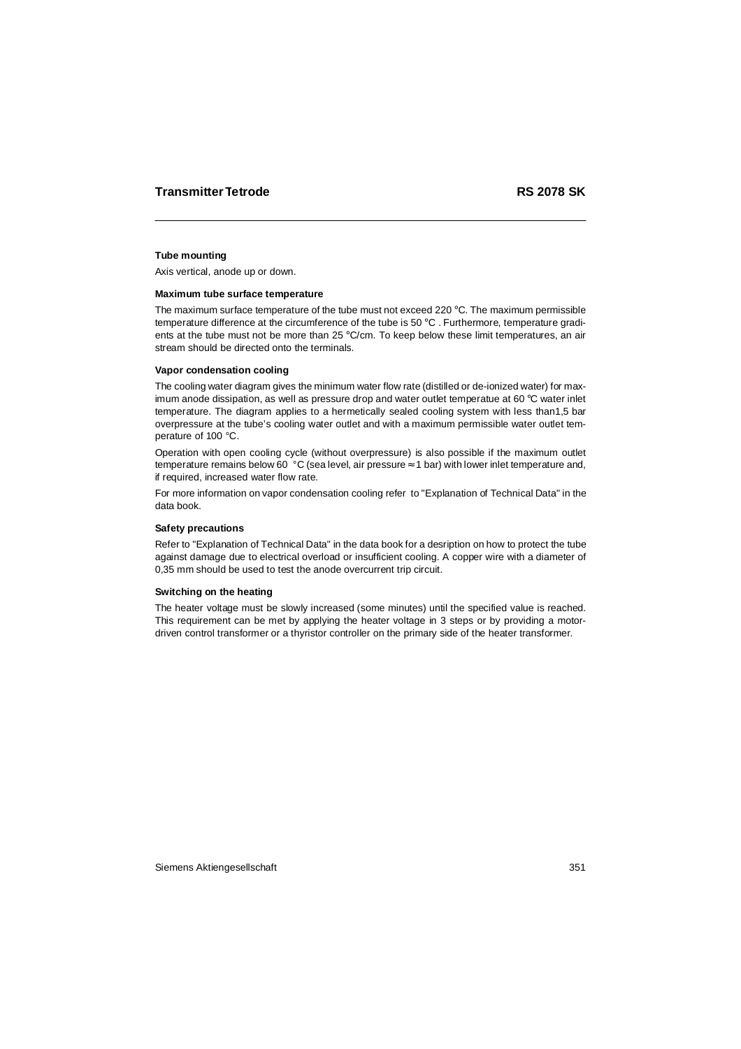## Tube mounting

Axis vertical, anode up or down.

## Maximum tube surface temperature

The maximum surface temperature of the tube must not exceed 220 °C. The maximum permissible temperature difference at the circumference of the tube is 50 °C . Furthermore, temperature gradients at the tube must not be more than 25 °C/cm. To keep below these limit temperatures, an air stream should be directed onto the terminals.

## Vapor condensation cooling

The cooling water diagram gives the minimum water flow rate (distilled or de-ionized water) for maximum anode dissipation, as well as pressure drop and water outlet temperatue at 60 °C water inlet temperature. The diagram applies to a hermetically sealed cooling system with less than1,5 bar overpressure at the tube's cooling water outlet and with a maximum permissible water outlet temperature of 100 °C.

Operation with open cooling cycle (without overpressure) is also possible if the maximum outlet temperature remains below 60 °C (sea level, air pressure ≈ 1 bar) with lower inlet temperature and, if required, increased water flow rate.

For more information on vapor condensation cooling refer to "Explanation of Technical Data" in the data book.

## Safety precautions

Refer to "Explanation of Technical Data" in the data book for a desription on how to protect the tube against damage due to electrical overload or insufficient cooling. A copper wire with a diameter of 0,35 mm should be used to test the anode overcurrent trip circuit.

## Switching on the heating

The heater voltage must be slowly increased (some minutes) until the specified value is reached. This requirement can be met by applying the heater voltage in 3 steps or by providing a motor-driven control transformer or a thyristor controller on the primary side of the heater transformer.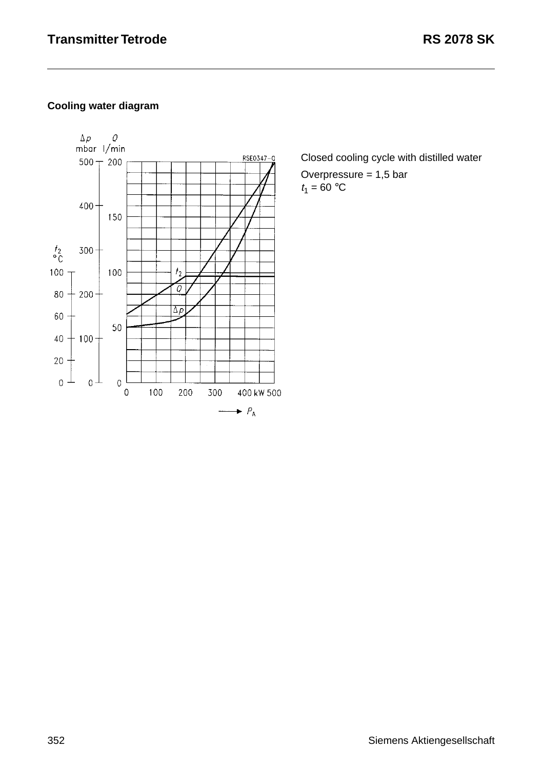**Cooling water diagram**

Closed cooling cycle with distilled water

Overpressure = 1,5 bar

$t_1$ = 60 °C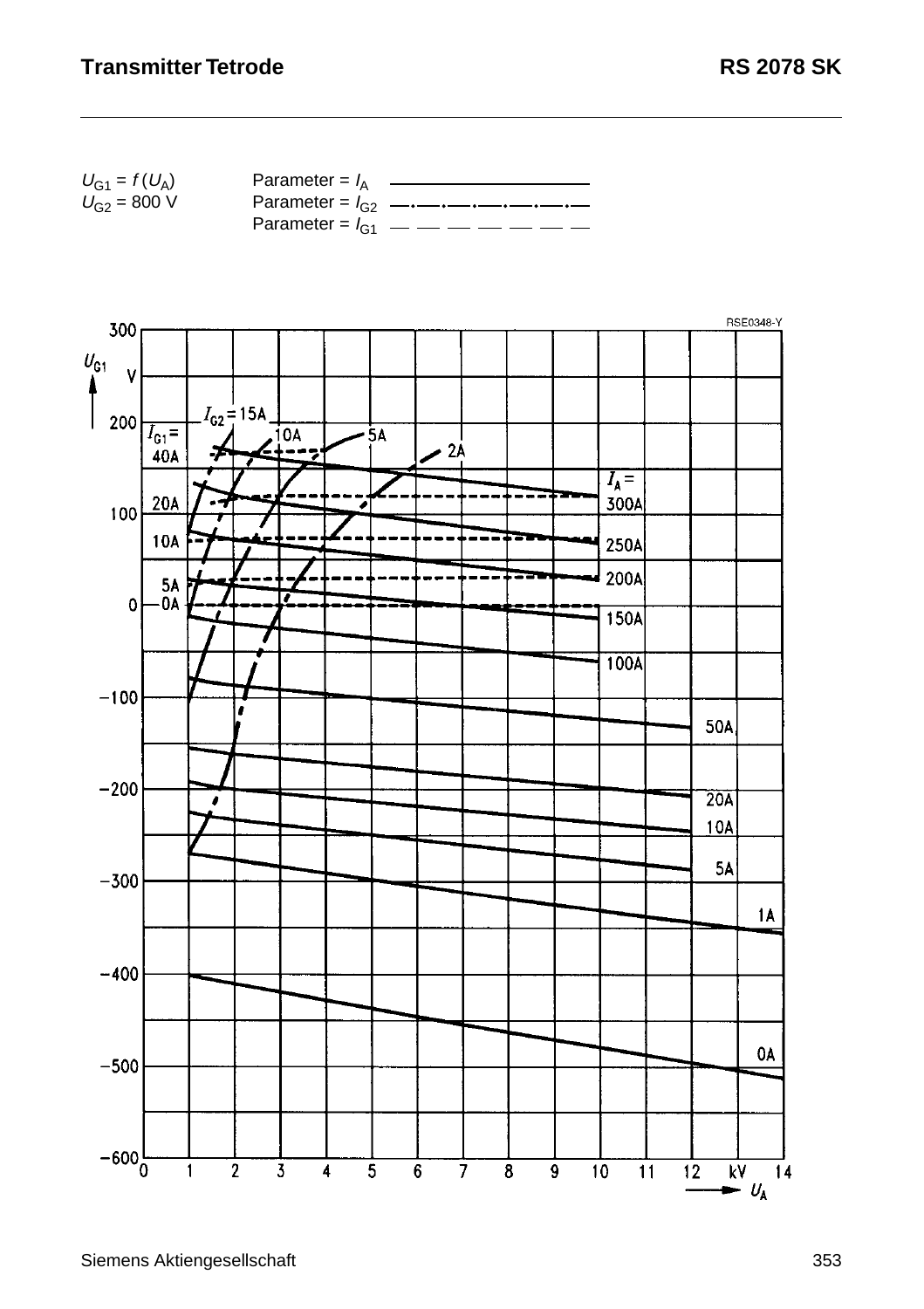$U_{G1} = f\,(U_A)$ Parameter = $I_A$

$U_{G2}$ = 800 V Parameter = $I_{G2}$

Parameter = $I_{G1}$

RSE0348-Y

$U_{G1}$

V

300

200

100

0

−100

−200

−300

−400

−500

−600

$I_{G2}$ = 15A

10A

5A

2A

$I_{G1}$ = 40A

20A

10A

5A

0A

$I_A$ = 300A

250A

200A

150A

100A

50A

20A

10A

5A

1A

0A

0 1 2 3 4 5 6 7 8 9 10 11 12 kV 14

$U_A$

Siemens Aktiengesellschaft